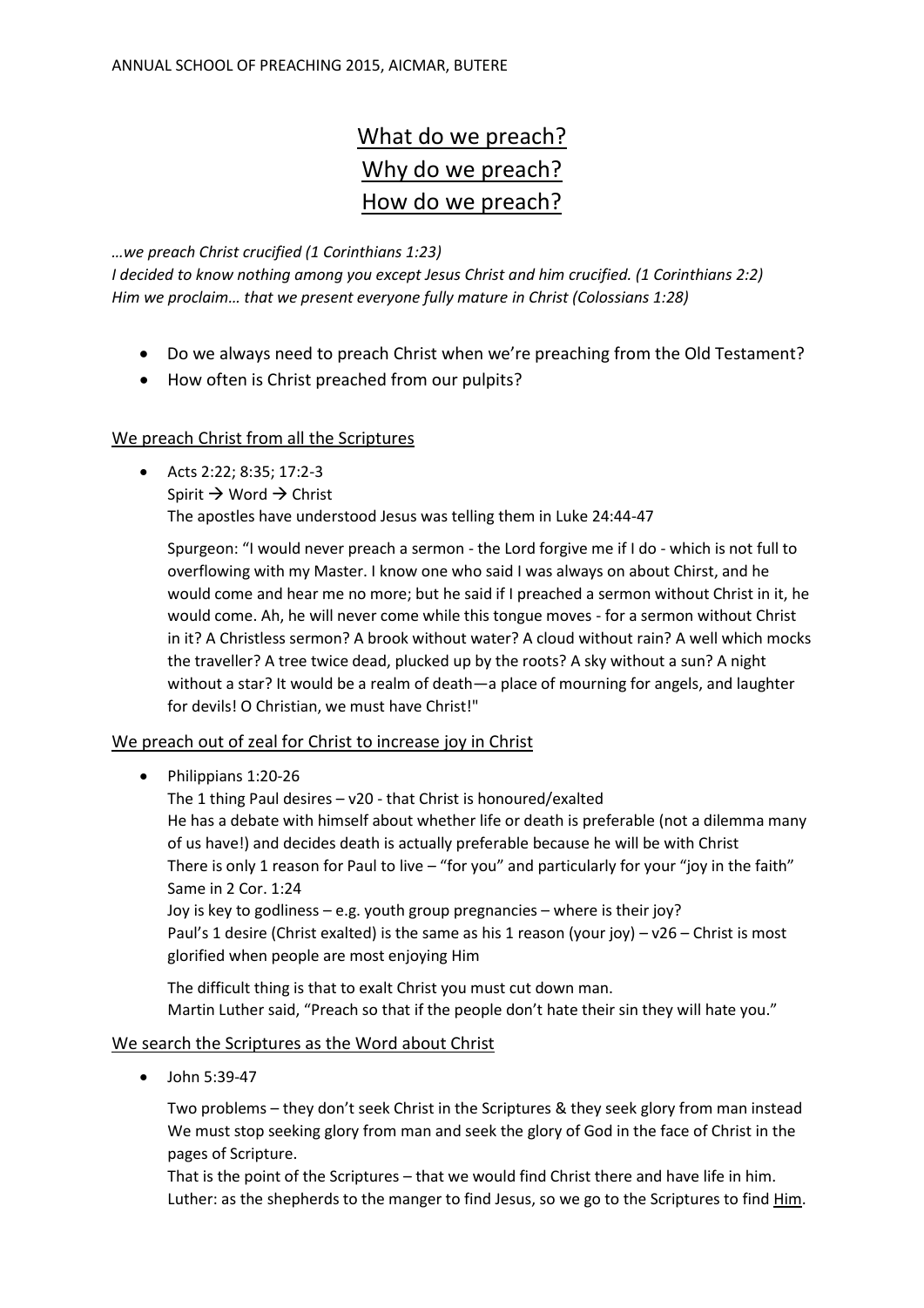ANNUAL SCHOOL OF PREACHING 2015, AICMAR, BUTERE

# What do we preach?
# Why do we preach?
# How do we preach?

*…we preach Christ crucified (1 Corinthians 1:23)*
*I decided to know nothing among you except Jesus Christ and him crucified. (1 Corinthians 2:2)*
*Him we proclaim… that we present everyone fully mature in Christ (Colossians 1:28)*

- Do we always need to preach Christ when we're preaching from the Old Testament?
- How often is Christ preached from our pulpits?

## We preach Christ from all the Scriptures

- Acts 2:22; 8:35; 17:2-3
  Spirit → Word → Christ
  The apostles have understood Jesus was telling them in Luke 24:44-47

  Spurgeon: "I would never preach a sermon - the Lord forgive me if I do - which is not full to overflowing with my Master. I know one who said I was always on about Chirst, and he would come and hear me no more; but he said if I preached a sermon without Christ in it, he would come. Ah, he will never come while this tongue moves - for a sermon without Christ in it? A Christless sermon? A brook without water? A cloud without rain? A well which mocks the traveller? A tree twice dead, plucked up by the roots? A sky without a sun? A night without a star? It would be a realm of death—a place of mourning for angels, and laughter for devils! O Christian, we must have Christ!"

## We preach out of zeal for Christ to increase joy in Christ

- Philippians 1:20-26
  The 1 thing Paul desires – v20 - that Christ is honoured/exalted
  He has a debate with himself about whether life or death is preferable (not a dilemma many of us have!) and decides death is actually preferable because he will be with Christ
  There is only 1 reason for Paul to live – "for you" and particularly for your "joy in the faith"
  Same in 2 Cor. 1:24
  Joy is key to godliness – e.g. youth group pregnancies – where is their joy?
  Paul's 1 desire (Christ exalted) is the same as his 1 reason (your joy) – v26 – Christ is most glorified when people are most enjoying Him

  The difficult thing is that to exalt Christ you must cut down man.
  Martin Luther said, "Preach so that if the people don't hate their sin they will hate you."

## We search the Scriptures as the Word about Christ

- John 5:39-47

  Two problems – they don't seek Christ in the Scriptures & they seek glory from man instead
  We must stop seeking glory from man and seek the glory of God in the face of Christ in the pages of Scripture.
  That is the point of the Scriptures – that we would find Christ there and have life in him.
  Luther: as the shepherds to the manger to find Jesus, so we go to the Scriptures to find Him.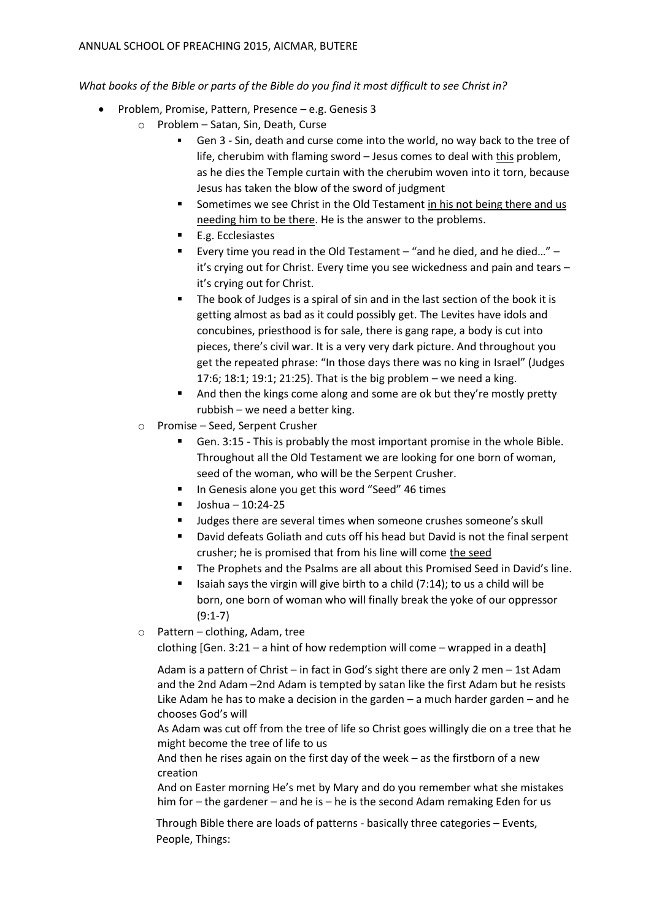*What books of the Bible or parts of the Bible do you find it most difficult to see Christ in?*

- Problem, Promise, Pattern, Presence – e.g. Genesis 3
  - Problem – Satan, Sin, Death, Curse
    - Gen 3 - Sin, death and curse come into the world, no way back to the tree of life, cherubim with flaming sword – Jesus comes to deal with <u>this</u> problem, as he dies the Temple curtain with the cherubim woven into it torn, because Jesus has taken the blow of the sword of judgment
    - Sometimes we see Christ in the Old Testament <u>in his not being there and us needing him to be there</u>. He is the answer to the problems.
    - E.g. Ecclesiastes
    - Every time you read in the Old Testament – "and he died, and he died…" – it's crying out for Christ. Every time you see wickedness and pain and tears – it's crying out for Christ.
    - The book of Judges is a spiral of sin and in the last section of the book it is getting almost as bad as it could possibly get. The Levites have idols and concubines, priesthood is for sale, there is gang rape, a body is cut into pieces, there's civil war. It is a very very dark picture. And throughout you get the repeated phrase: "In those days there was no king in Israel" (Judges 17:6; 18:1; 19:1; 21:25). That is the big problem – we need a king.
    - And then the kings come along and some are ok but they're mostly pretty rubbish – we need a better king.
  - Promise – Seed, Serpent Crusher
    - Gen. 3:15 - This is probably the most important promise in the whole Bible. Throughout all the Old Testament we are looking for one born of woman, seed of the woman, who will be the Serpent Crusher.
    - In Genesis alone you get this word "Seed" 46 times
    - Joshua – 10:24-25
    - Judges there are several times when someone crushes someone's skull
    - David defeats Goliath and cuts off his head but David is not the final serpent crusher; he is promised that from his line will come <u>the seed</u>
    - The Prophets and the Psalms are all about this Promised Seed in David's line.
    - Isaiah says the virgin will give birth to a child (7:14); to us a child will be born, one born of woman who will finally break the yoke of our oppressor (9:1-7)
  - Pattern – clothing, Adam, tree

    clothing [Gen. 3:21 – a hint of how redemption will come – wrapped in a death]

    Adam is a pattern of Christ – in fact in God's sight there are only 2 men – 1st Adam and the 2nd Adam –2nd Adam is tempted by satan like the first Adam but he resists Like Adam he has to make a decision in the garden – a much harder garden – and he chooses God's will

    As Adam was cut off from the tree of life so Christ goes willingly die on a tree that he might become the tree of life to us

    And then he rises again on the first day of the week – as the firstborn of a new creation

    And on Easter morning He's met by Mary and do you remember what she mistakes him for – the gardener – and he is – he is the second Adam remaking Eden for us

    Through Bible there are loads of patterns - basically three categories – Events, People, Things: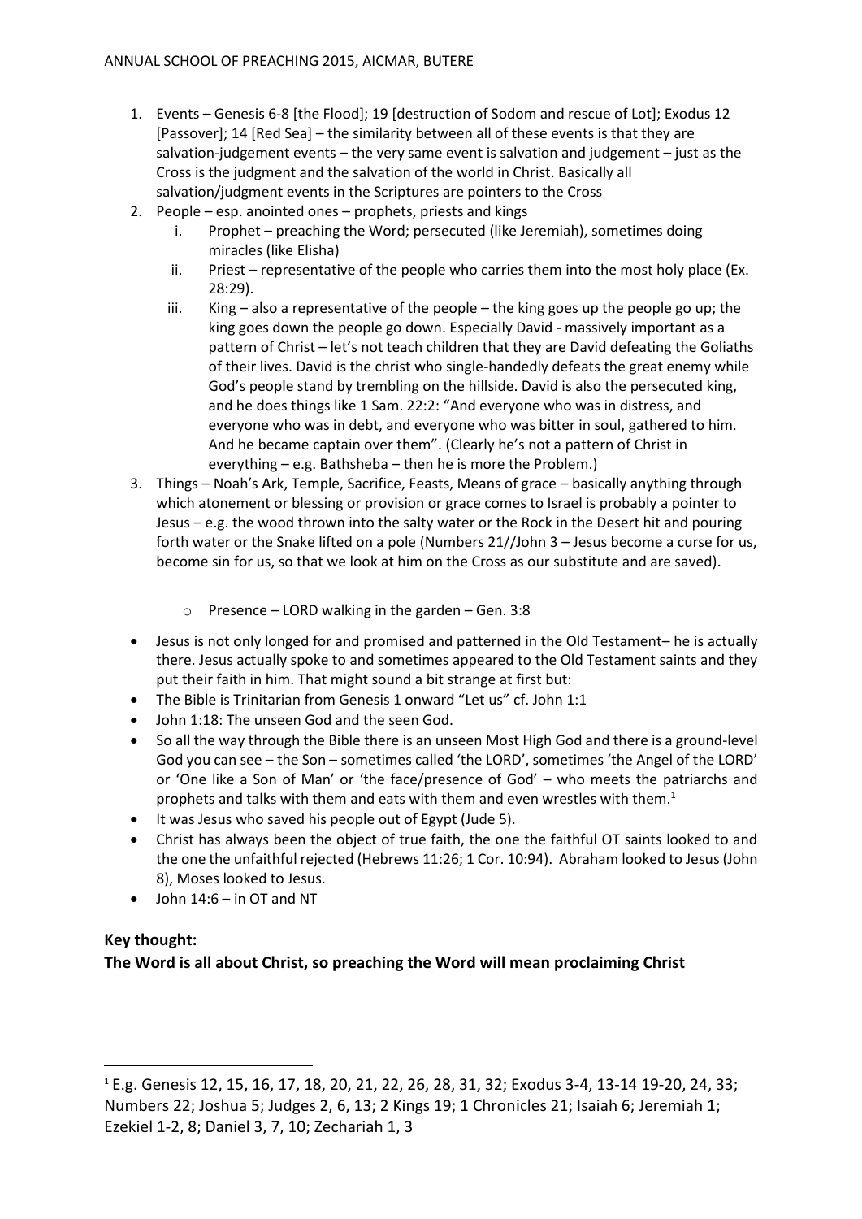1. Events – Genesis 6-8 [the Flood]; 19 [destruction of Sodom and rescue of Lot]; Exodus 12 [Passover]; 14 [Red Sea] – the similarity between all of these events is that they are salvation-judgement events – the very same event is salvation and judgement – just as the Cross is the judgment and the salvation of the world in Christ. Basically all salvation/judgment events in the Scriptures are pointers to the Cross
2. People – esp. anointed ones – prophets, priests and kings
   i. Prophet – preaching the Word; persecuted (like Jeremiah), sometimes doing miracles (like Elisha)
   ii. Priest – representative of the people who carries them into the most holy place (Ex. 28:29).
   iii. King – also a representative of the people – the king goes up the people go up; the king goes down the people go down. Especially David - massively important as a pattern of Christ – let's not teach children that they are David defeating the Goliaths of their lives. David is the christ who single-handedly defeats the great enemy while God's people stand by trembling on the hillside. David is also the persecuted king, and he does things like 1 Sam. 22:2: "And everyone who was in distress, and everyone who was in debt, and everyone who was bitter in soul, gathered to him. And he became captain over them". (Clearly he's not a pattern of Christ in everything – e.g. Bathsheba – then he is more the Problem.)
3. Things – Noah's Ark, Temple, Sacrifice, Feasts, Means of grace – basically anything through which atonement or blessing or provision or grace comes to Israel is probably a pointer to Jesus – e.g. the wood thrown into the salty water or the Rock in the Desert hit and pouring forth water or the Snake lifted on a pole (Numbers 21//John 3 – Jesus become a curse for us, become sin for us, so that we look at him on the Cross as our substitute and are saved).

   - Presence – LORD walking in the garden – Gen. 3:8

- Jesus is not only longed for and promised and patterned in the Old Testament– he is actually there. Jesus actually spoke to and sometimes appeared to the Old Testament saints and they put their faith in him. That might sound a bit strange at first but:
- The Bible is Trinitarian from Genesis 1 onward "Let us" cf. John 1:1
- John 1:18: The unseen God and the seen God.
- So all the way through the Bible there is an unseen Most High God and there is a ground-level God you can see – the Son – sometimes called 'the LORD', sometimes 'the Angel of the LORD' or 'One like a Son of Man' or 'the face/presence of God' – who meets the patriarchs and prophets and talks with them and eats with them and even wrestles with them.[1]
- It was Jesus who saved his people out of Egypt (Jude 5).
- Christ has always been the object of true faith, the one the faithful OT saints looked to and the one the unfaithful rejected (Hebrews 11:26; 1 Cor. 10:94). Abraham looked to Jesus (John 8), Moses looked to Jesus.
- John 14:6 – in OT and NT

**Key thought:**
**The Word is all about Christ, so preaching the Word will mean proclaiming Christ**

---

[1] E.g. Genesis 12, 15, 16, 17, 18, 20, 21, 22, 26, 28, 31, 32; Exodus 3-4, 13-14 19-20, 24, 33; Numbers 22; Joshua 5; Judges 2, 6, 13; 2 Kings 19; 1 Chronicles 21; Isaiah 6; Jeremiah 1; Ezekiel 1-2, 8; Daniel 3, 7, 10; Zechariah 1, 3